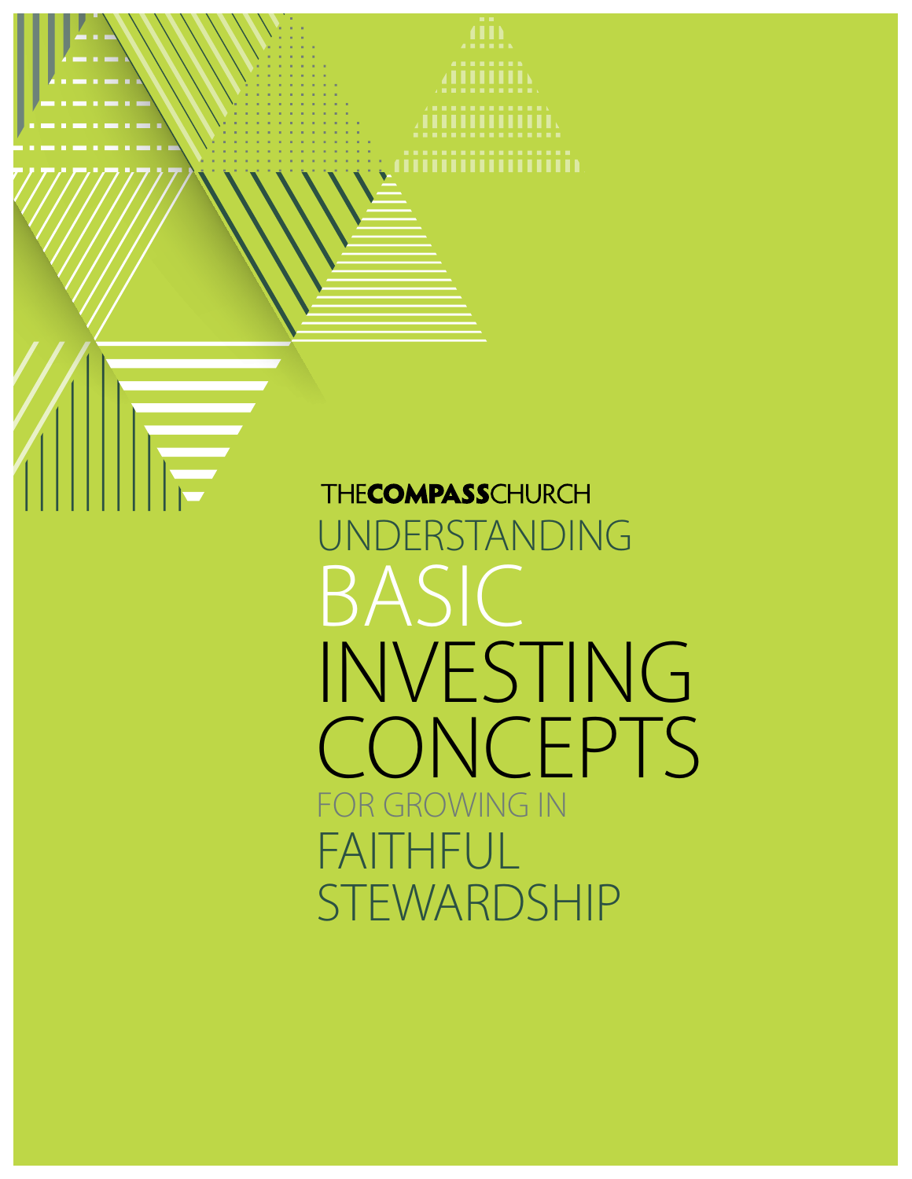THE**COMPASS**CHURCH

# UNDERSTANDING BASIC INVESTING CONCEPTS

## FOR GROWING IN FAITHFUL STEWARDSHIP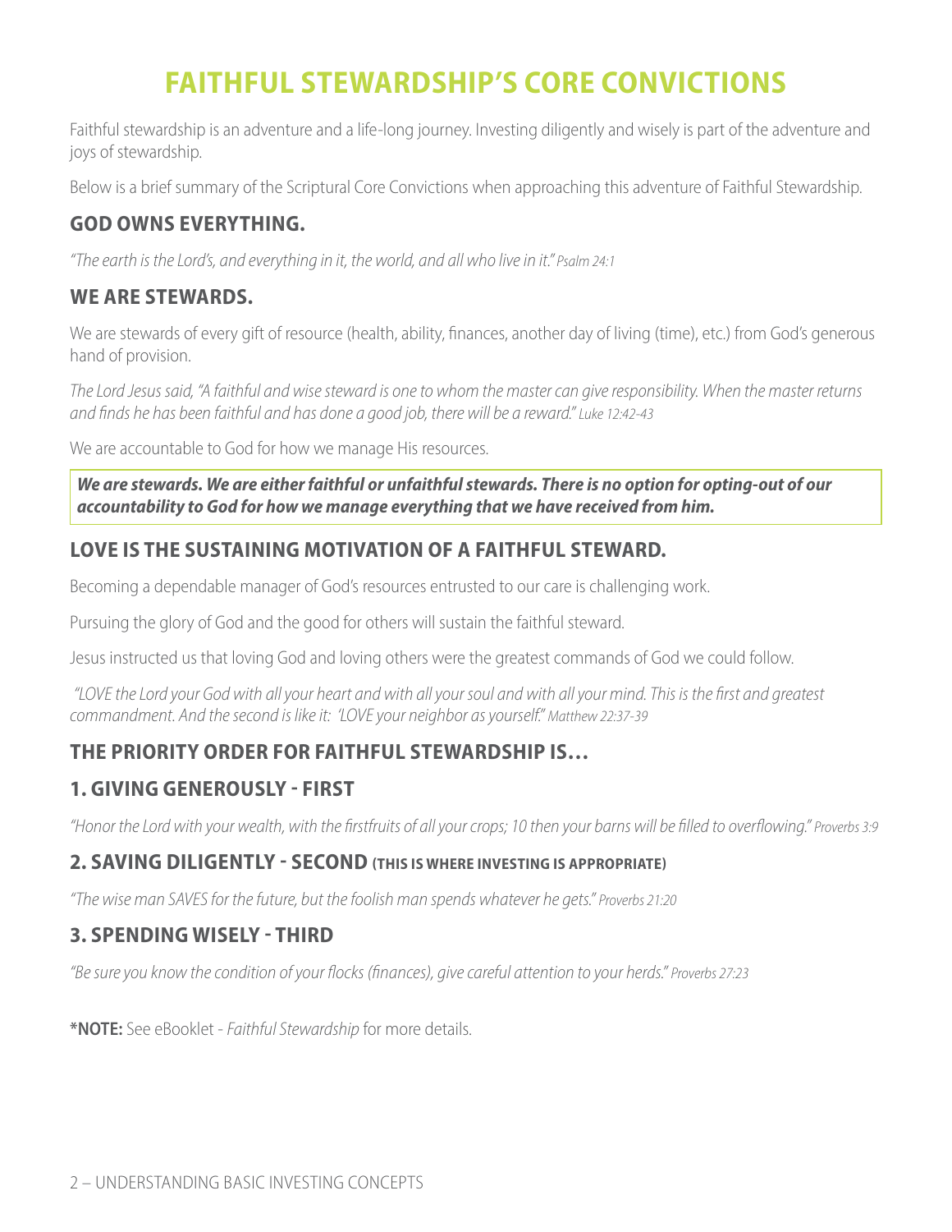# FAITHFUL STEWARDSHIP'S CORE CONVICTIONS

Faithful stewardship is an adventure and a life-long journey. Investing diligently and wisely is part of the adventure and joys of stewardship.

Below is a brief summary of the Scriptural Core Convictions when approaching this adventure of Faithful Stewardship.

## GOD OWNS EVERYTHING.

*"The earth is the Lord's, and everything in it, the world, and all who live in it." Psalm 24:1*

## WE ARE STEWARDS.

We are stewards of every gift of resource (health, ability, finances, another day of living (time), etc.) from God's generous hand of provision.

*The Lord Jesus said, "A faithful and wise steward is one to whom the master can give responsibility. When the master returns and finds he has been faithful and has done a good job, there will be a reward." Luke 12:42-43*

We are accountable to God for how we manage His resources.

***We are stewards. We are either faithful or unfaithful stewards. There is no option for opting-out of our accountability to God for how we manage everything that we have received from him.***

## LOVE IS THE SUSTAINING MOTIVATION OF A FAITHFUL STEWARD.

Becoming a dependable manager of God's resources entrusted to our care is challenging work.

Pursuing the glory of God and the good for others will sustain the faithful steward.

Jesus instructed us that loving God and loving others were the greatest commands of God we could follow.

*"LOVE the Lord your God with all your heart and with all your soul and with all your mind. This is the first and greatest commandment. And the second is like it: 'LOVE your neighbor as yourself." Matthew 22:37-39*

## THE PRIORITY ORDER FOR FAITHFUL STEWARDSHIP IS…

## 1. GIVING GENEROUSLY - FIRST

*"Honor the Lord with your wealth, with the firstfruits of all your crops; 10 then your barns will be filled to overflowing." Proverbs 3:9*

## 2. SAVING DILIGENTLY - SECOND (THIS IS WHERE INVESTING IS APPROPRIATE)

*"The wise man SAVES for the future, but the foolish man spends whatever he gets." Proverbs 21:20*

## 3. SPENDING WISELY - THIRD

*"Be sure you know the condition of your flocks (finances), give careful attention to your herds." Proverbs 27:23*

**\*NOTE:** See eBooklet - *Faithful Stewardship* for more details.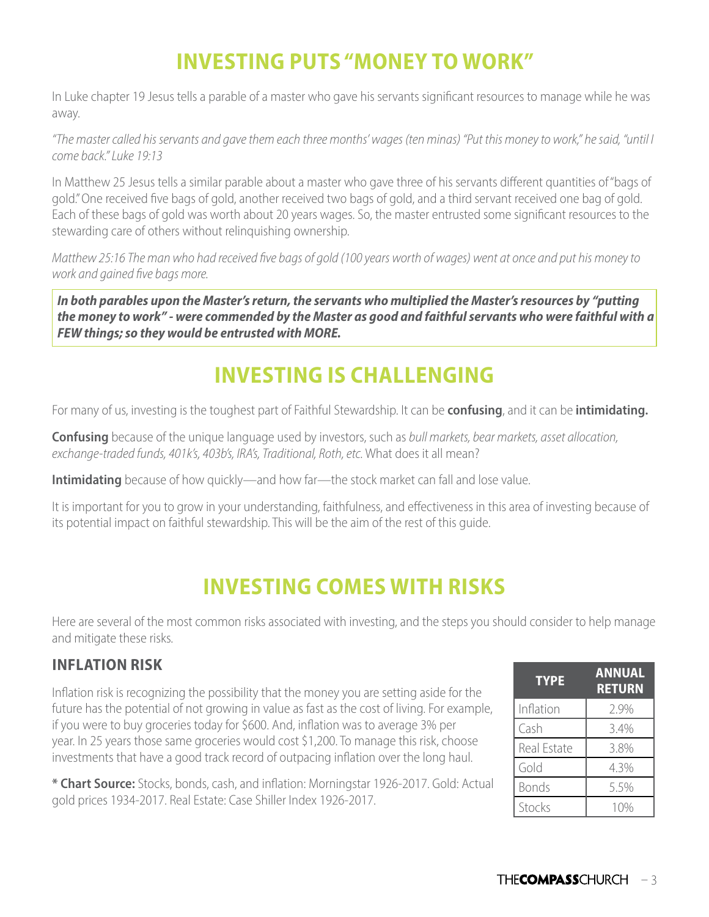# INVESTING PUTS "MONEY TO WORK"

In Luke chapter 19 Jesus tells a parable of a master who gave his servants significant resources to manage while he was away.

*"The master called his servants and gave them each three months' wages (ten minas) "Put this money to work," he said, "until I come back." Luke 19:13*

In Matthew 25 Jesus tells a similar parable about a master who gave three of his servants different quantities of "bags of gold." One received five bags of gold, another received two bags of gold, and a third servant received one bag of gold. Each of these bags of gold was worth about 20 years wages. So, the master entrusted some significant resources to the stewarding care of others without relinquishing ownership.

*Matthew 25:16 The man who had received five bags of gold (100 years worth of wages) went at once and put his money to work and gained five bags more.*

***In both parables upon the Master's return, the servants who multiplied the Master's resources by "putting the money to work" - were commended by the Master as good and faithful servants who were faithful with a FEW things; so they would be entrusted with MORE.***

# INVESTING IS CHALLENGING

For many of us, investing is the toughest part of Faithful Stewardship. It can be **confusing**, and it can be **intimidating.**

**Confusing** because of the unique language used by investors, such as *bull markets, bear markets, asset allocation, exchange-traded funds, 401k's, 403b's, IRA's, Traditional, Roth, etc.* What does it all mean?

**Intimidating** because of how quickly—and how far—the stock market can fall and lose value.

It is important for you to grow in your understanding, faithfulness, and effectiveness in this area of investing because of its potential impact on faithful stewardship. This will be the aim of the rest of this guide.

# INVESTING COMES WITH RISKS

Here are several of the most common risks associated with investing, and the steps you should consider to help manage and mitigate these risks.

## INFLATION RISK

Inflation risk is recognizing the possibility that the money you are setting aside for the future has the potential of not growing in value as fast as the cost of living. For example, if you were to buy groceries today for $600. And, inflation was to average 3% per year. In 25 years those same groceries would cost $1,200. To manage this risk, choose investments that have a good track record of outpacing inflation over the long haul.

| TYPE | ANNUAL RETURN |
| --- | --- |
| Inflation | 2.9% |
| Cash | 3.4% |
| Real Estate | 3.8% |
| Gold | 4.3% |
| Bonds | 5.5% |
| Stocks | 10% |

**\* Chart Source:** Stocks, bonds, cash, and inflation: Morningstar 1926-2017. Gold: Actual gold prices 1934-2017. Real Estate: Case Shiller Index 1926-2017.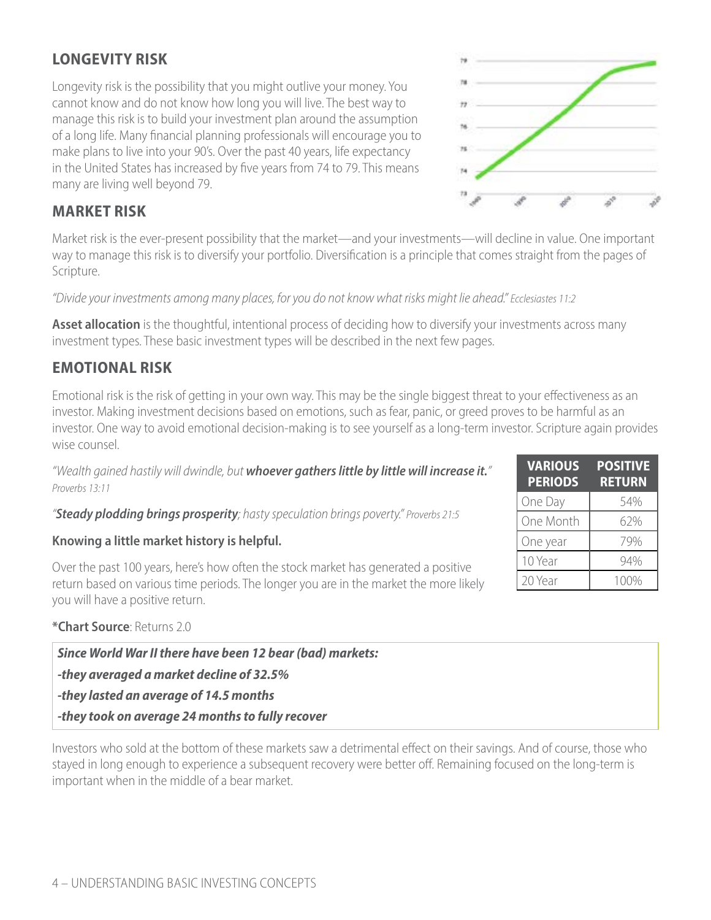## LONGEVITY RISK

Longevity risk is the possibility that you might outlive your money. You cannot know and do not know how long you will live. The best way to manage this risk is to build your investment plan around the assumption of a long life. Many financial planning professionals will encourage you to make plans to live into your 90's. Over the past 40 years, life expectancy in the United States has increased by five years from 74 to 79. This means many are living well beyond 79.

## MARKET RISK

Market risk is the ever-present possibility that the market—and your investments—will decline in value. One important way to manage this risk is to diversify your portfolio. Diversification is a principle that comes straight from the pages of Scripture.

*"Divide your investments among many places, for you do not know what risks might lie ahead." Ecclesiastes 11:2*

**Asset allocation** is the thoughtful, intentional process of deciding how to diversify your investments across many investment types. These basic investment types will be described in the next few pages.

## EMOTIONAL RISK

Emotional risk is the risk of getting in your own way. This may be the single biggest threat to your effectiveness as an investor. Making investment decisions based on emotions, such as fear, panic, or greed proves to be harmful as an investor. One way to avoid emotional decision-making is to see yourself as a long-term investor. Scripture again provides wise counsel.

*"Wealth gained hastily will dwindle, but **whoever gathers little by little will increase it.**" Proverbs 13:11*

*"**Steady plodding brings prosperity**; hasty speculation brings poverty." Proverbs 21:5*

**Knowing a little market history is helpful.**

Over the past 100 years, here's how often the stock market has generated a positive return based on various time periods. The longer you are in the market the more likely you will have a positive return.

| VARIOUS PERIODS | POSITIVE RETURN |
|---|---|
| One Day | 54% |
| One Month | 62% |
| One year | 79% |
| 10 Year | 94% |
| 20 Year | 100% |

***Chart Source**: Returns 2.0

***Since World War II there have been 12 bear (bad) markets:***

***-they averaged a market decline of 32.5%***

***-they lasted an average of 14.5 months***

***-they took on average 24 months to fully recover***

Investors who sold at the bottom of these markets saw a detrimental effect on their savings. And of course, those who stayed in long enough to experience a subsequent recovery were better off. Remaining focused on the long-term is important when in the middle of a bear market.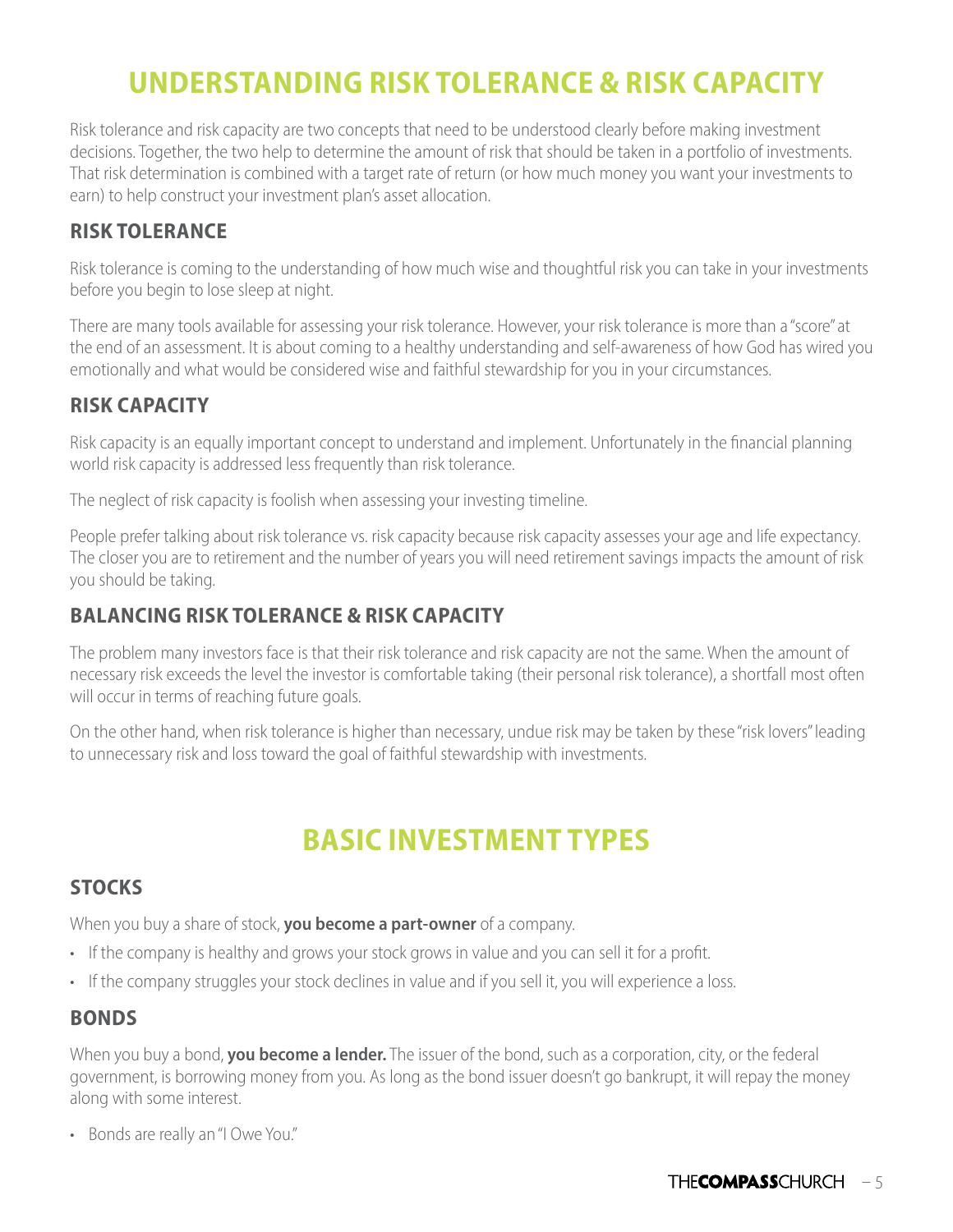# UNDERSTANDING RISK TOLERANCE & RISK CAPACITY

Risk tolerance and risk capacity are two concepts that need to be understood clearly before making investment decisions. Together, the two help to determine the amount of risk that should be taken in a portfolio of investments. That risk determination is combined with a target rate of return (or how much money you want your investments to earn) to help construct your investment plan's asset allocation.

## RISK TOLERANCE

Risk tolerance is coming to the understanding of how much wise and thoughtful risk you can take in your investments before you begin to lose sleep at night.

There are many tools available for assessing your risk tolerance. However, your risk tolerance is more than a "score" at the end of an assessment. It is about coming to a healthy understanding and self-awareness of how God has wired you emotionally and what would be considered wise and faithful stewardship for you in your circumstances.

## RISK CAPACITY

Risk capacity is an equally important concept to understand and implement. Unfortunately in the financial planning world risk capacity is addressed less frequently than risk tolerance.

The neglect of risk capacity is foolish when assessing your investing timeline.

People prefer talking about risk tolerance vs. risk capacity because risk capacity assesses your age and life expectancy. The closer you are to retirement and the number of years you will need retirement savings impacts the amount of risk you should be taking.

## BALANCING RISK TOLERANCE & RISK CAPACITY

The problem many investors face is that their risk tolerance and risk capacity are not the same. When the amount of necessary risk exceeds the level the investor is comfortable taking (their personal risk tolerance), a shortfall most often will occur in terms of reaching future goals.

On the other hand, when risk tolerance is higher than necessary, undue risk may be taken by these "risk lovers" leading to unnecessary risk and loss toward the goal of faithful stewardship with investments.

# BASIC INVESTMENT TYPES

## STOCKS

When you buy a share of stock, **you become a part-owner** of a company.

- If the company is healthy and grows your stock grows in value and you can sell it for a profit.
- If the company struggles your stock declines in value and if you sell it, you will experience a loss.

## BONDS

When you buy a bond, **you become a lender.** The issuer of the bond, such as a corporation, city, or the federal government, is borrowing money from you. As long as the bond issuer doesn't go bankrupt, it will repay the money along with some interest.

- Bonds are really an "I Owe You."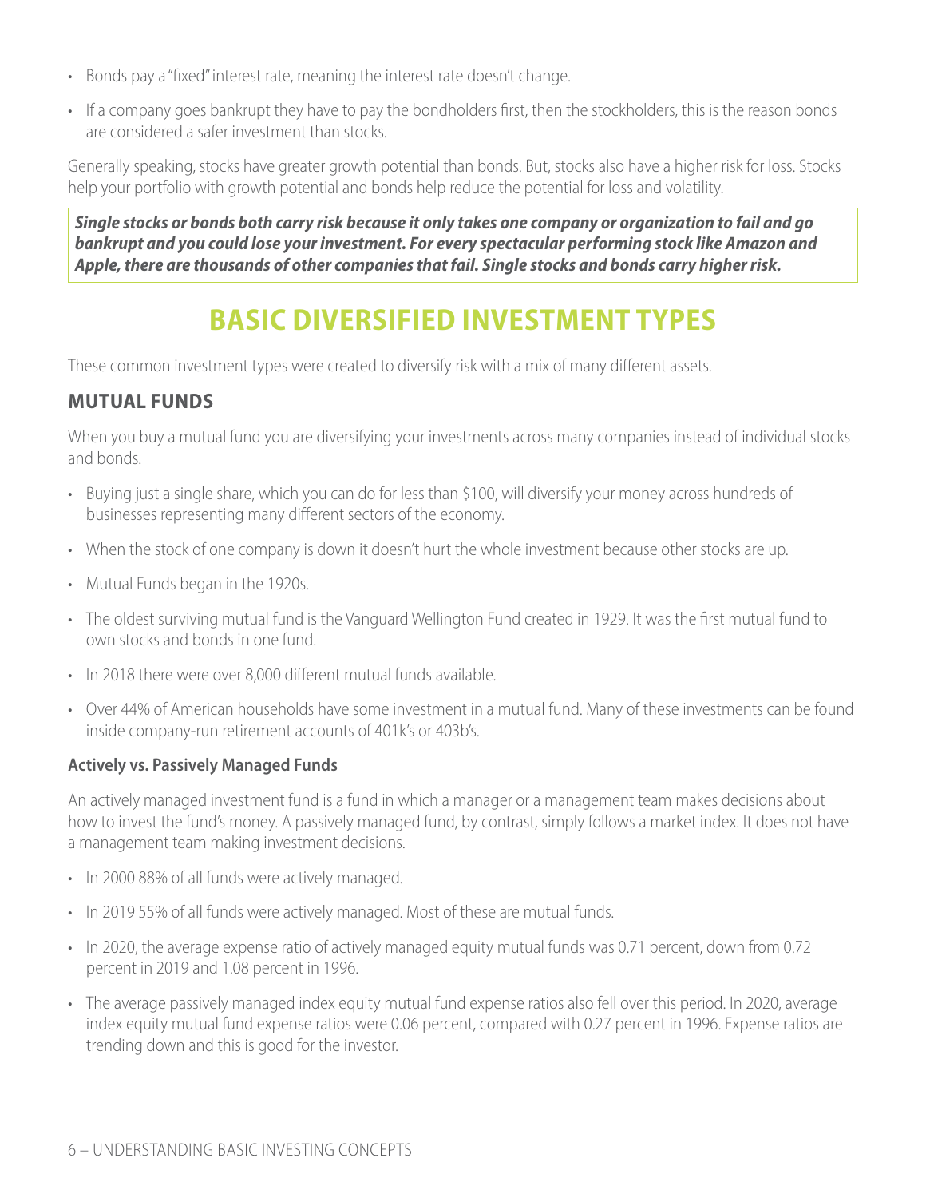- Bonds pay a "fixed" interest rate, meaning the interest rate doesn't change.
- If a company goes bankrupt they have to pay the bondholders first, then the stockholders, this is the reason bonds are considered a safer investment than stocks.

Generally speaking, stocks have greater growth potential than bonds. But, stocks also have a higher risk for loss. Stocks help your portfolio with growth potential and bonds help reduce the potential for loss and volatility.

***Single stocks or bonds both carry risk because it only takes one company or organization to fail and go bankrupt and you could lose your investment. For every spectacular performing stock like Amazon and Apple, there are thousands of other companies that fail. Single stocks and bonds carry higher risk.***

# BASIC DIVERSIFIED INVESTMENT TYPES

These common investment types were created to diversify risk with a mix of many different assets.

## MUTUAL FUNDS

When you buy a mutual fund you are diversifying your investments across many companies instead of individual stocks and bonds.

- Buying just a single share, which you can do for less than $100, will diversify your money across hundreds of businesses representing many different sectors of the economy.
- When the stock of one company is down it doesn't hurt the whole investment because other stocks are up.
- Mutual Funds began in the 1920s.
- The oldest surviving mutual fund is the Vanguard Wellington Fund created in 1929. It was the first mutual fund to own stocks and bonds in one fund.
- In 2018 there were over 8,000 different mutual funds available.
- Over 44% of American households have some investment in a mutual fund. Many of these investments can be found inside company-run retirement accounts of 401k's or 403b's.

### Actively vs. Passively Managed Funds

An actively managed investment fund is a fund in which a manager or a management team makes decisions about how to invest the fund's money. A passively managed fund, by contrast, simply follows a market index. It does not have a management team making investment decisions.

- In 2000 88% of all funds were actively managed.
- In 2019 55% of all funds were actively managed. Most of these are mutual funds.
- In 2020, the average expense ratio of actively managed equity mutual funds was 0.71 percent, down from 0.72 percent in 2019 and 1.08 percent in 1996.
- The average passively managed index equity mutual fund expense ratios also fell over this period. In 2020, average index equity mutual fund expense ratios were 0.06 percent, compared with 0.27 percent in 1996. Expense ratios are trending down and this is good for the investor.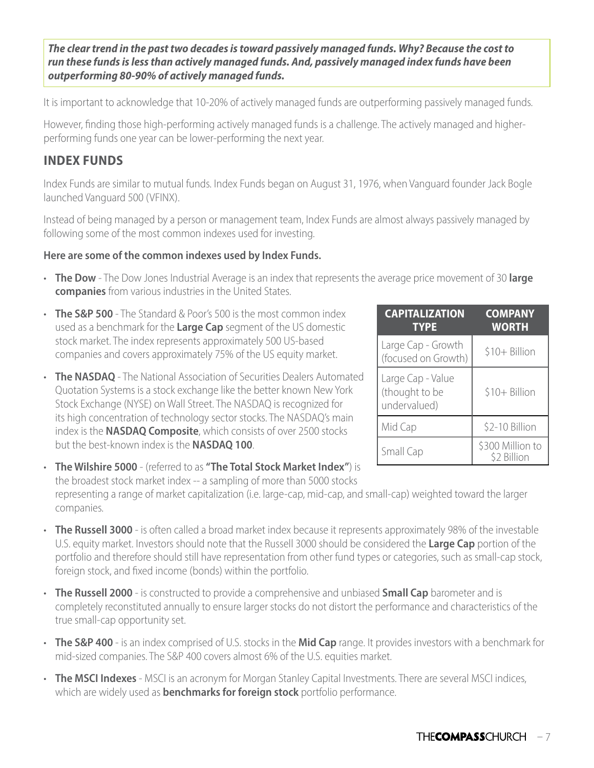***The clear trend in the past two decades is toward passively managed funds. Why? Because the cost to run these funds is less than actively managed funds. And, passively managed index funds have been outperforming 80-90% of actively managed funds.***

It is important to acknowledge that 10-20% of actively managed funds are outperforming passively managed funds.

However, finding those high-performing actively managed funds is a challenge. The actively managed and higher-performing funds one year can be lower-performing the next year.

## INDEX FUNDS

Index Funds are similar to mutual funds. Index Funds began on August 31, 1976, when Vanguard founder Jack Bogle launched Vanguard 500 (VFINX).

Instead of being managed by a person or management team, Index Funds are almost always passively managed by following some of the most common indexes used for investing.

**Here are some of the common indexes used by Index Funds.**

- **The Dow** - The Dow Jones Industrial Average is an index that represents the average price movement of 30 **large companies** from various industries in the United States.
- **The S&P 500** - The Standard & Poor's 500 is the most common index used as a benchmark for the **Large Cap** segment of the US domestic stock market. The index represents approximately 500 US-based companies and covers approximately 75% of the US equity market.
- **The NASDAQ** - The National Association of Securities Dealers Automated Quotation Systems is a stock exchange like the better known New York Stock Exchange (NYSE) on Wall Street. The NASDAQ is recognized for its high concentration of technology sector stocks. The NASDAQ's main index is the **NASDAQ Composite**, which consists of over 2500 stocks but the best-known index is the **NASDAQ 100**.
- **The Wilshire 5000** - (referred to as **"The Total Stock Market Index"**) is the broadest stock market index -- a sampling of more than 5000 stocks representing a range of market capitalization (i.e. large-cap, mid-cap, and small-cap) weighted toward the larger companies.
- **The Russell 3000** - is often called a broad market index because it represents approximately 98% of the investable U.S. equity market. Investors should note that the Russell 3000 should be considered the **Large Cap** portion of the portfolio and therefore should still have representation from other fund types or categories, such as small-cap stock, foreign stock, and fixed income (bonds) within the portfolio.
- **The Russell 2000** - is constructed to provide a comprehensive and unbiased **Small Cap** barometer and is completely reconstituted annually to ensure larger stocks do not distort the performance and characteristics of the true small-cap opportunity set.
- **The S&P 400** - is an index comprised of U.S. stocks in the **Mid Cap** range. It provides investors with a benchmark for mid-sized companies. The S&P 400 covers almost 6% of the U.S. equities market.
- **The MSCI Indexes** - MSCI is an acronym for Morgan Stanley Capital Investments. There are several MSCI indices, which are widely used as **benchmarks for foreign stock** portfolio performance.

| CAPITALIZATION TYPE | COMPANY WORTH |
|---|---|
| Large Cap - Growth (focused on Growth) | $10+ Billion |
| Large Cap - Value (thought to be undervalued) | $10+ Billion |
| Mid Cap | $2-10 Billion |
| Small Cap | $300 Million to $2 Billion |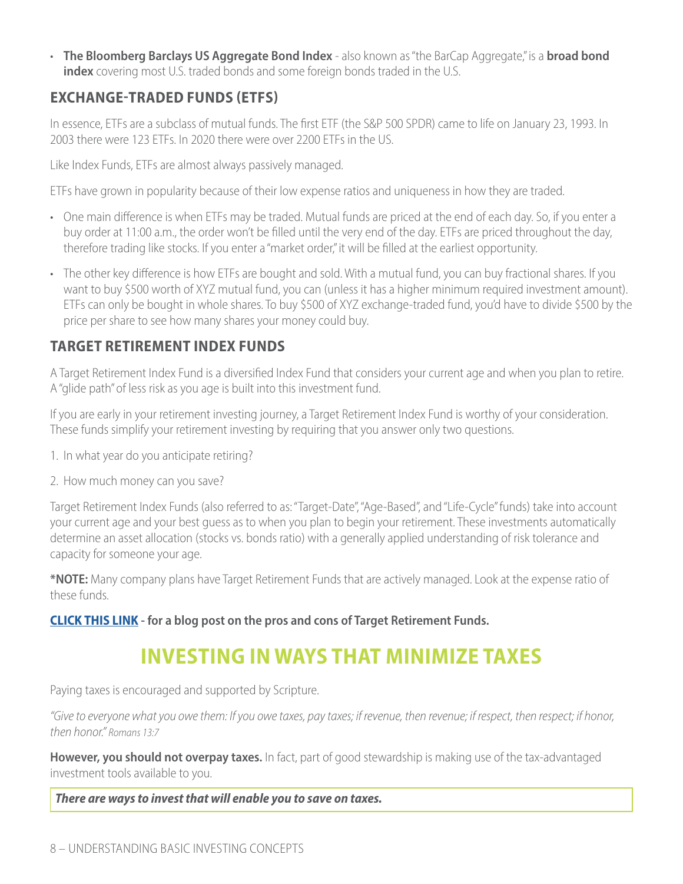- **The Bloomberg Barclays US Aggregate Bond Index** - also known as "the BarCap Aggregate," is a **broad bond index** covering most U.S. traded bonds and some foreign bonds traded in the U.S.

### EXCHANGE-TRADED FUNDS (ETFS)

In essence, ETFs are a subclass of mutual funds. The first ETF (the S&P 500 SPDR) came to life on January 23, 1993. In 2003 there were 123 ETFs. In 2020 there were over 2200 ETFs in the US.

Like Index Funds, ETFs are almost always passively managed.

ETFs have grown in popularity because of their low expense ratios and uniqueness in how they are traded.

- One main difference is when ETFs may be traded. Mutual funds are priced at the end of each day. So, if you enter a buy order at 11:00 a.m., the order won't be filled until the very end of the day. ETFs are priced throughout the day, therefore trading like stocks. If you enter a "market order," it will be filled at the earliest opportunity.
- The other key difference is how ETFs are bought and sold. With a mutual fund, you can buy fractional shares. If you want to buy $500 worth of XYZ mutual fund, you can (unless it has a higher minimum required investment amount). ETFs can only be bought in whole shares. To buy $500 of XYZ exchange-traded fund, you'd have to divide $500 by the price per share to see how many shares your money could buy.

### TARGET RETIREMENT INDEX FUNDS

A Target Retirement Index Fund is a diversified Index Fund that considers your current age and when you plan to retire. A "glide path" of less risk as you age is built into this investment fund.

If you are early in your retirement investing journey, a Target Retirement Index Fund is worthy of your consideration. These funds simplify your retirement investing by requiring that you answer only two questions.

1. In what year do you anticipate retiring?
2. How much money can you save?

Target Retirement Index Funds (also referred to as: "Target-Date", "Age-Based", and "Life-Cycle" funds) take into account your current age and your best guess as to when you plan to begin your retirement. These investments automatically determine an asset allocation (stocks vs. bonds ratio) with a generally applied understanding of risk tolerance and capacity for someone your age.

***NOTE:** Many company plans have Target Retirement Funds that are actively managed. Look at the expense ratio of these funds.

**CLICK THIS LINK - for a blog post on the pros and cons of Target Retirement Funds.**

## INVESTING IN WAYS THAT MINIMIZE TAXES

Paying taxes is encouraged and supported by Scripture.

*"Give to everyone what you owe them: If you owe taxes, pay taxes; if revenue, then revenue; if respect, then respect; if honor, then honor." Romans 13:7*

**However, you should not overpay taxes.** In fact, part of good stewardship is making use of the tax-advantaged investment tools available to you.

***There are ways to invest that will enable you to save on taxes.***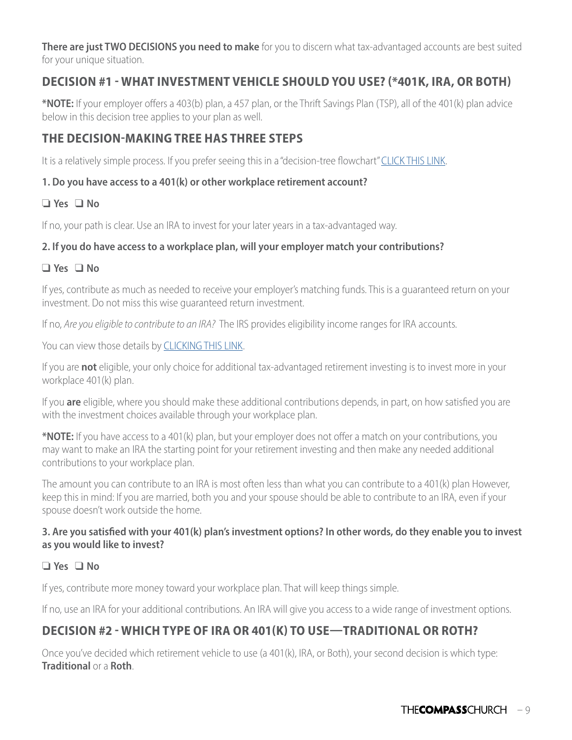**There are just TWO DECISIONS you need to make** for you to discern what tax-advantaged accounts are best suited for your unique situation.

## DECISION #1 - WHAT INVESTMENT VEHICLE SHOULD YOU USE? (*401K, IRA, OR BOTH)

**\*NOTE:** If your employer offers a 403(b) plan, a 457 plan, or the Thrift Savings Plan (TSP), all of the 401(k) plan advice below in this decision tree applies to your plan as well.

## THE DECISION-MAKING TREE HAS THREE STEPS

It is a relatively simple process. If you prefer seeing this in a "decision-tree flowchart" CLICK THIS LINK.

**1. Do you have access to a 401(k) or other workplace retirement account?**

**❑ Yes ❑ No**

If no, your path is clear. Use an IRA to invest for your later years in a tax-advantaged way.

**2. If you do have access to a workplace plan, will your employer match your contributions?**

**❑ Yes ❑ No**

If yes, contribute as much as needed to receive your employer's matching funds. This is a guaranteed return on your investment. Do not miss this wise guaranteed return investment.

If no, *Are you eligible to contribute to an IRA?* The IRS provides eligibility income ranges for IRA accounts.

You can view those details by CLICKING THIS LINK.

If you are **not** eligible, your only choice for additional tax-advantaged retirement investing is to invest more in your workplace 401(k) plan.

If you **are** eligible, where you should make these additional contributions depends, in part, on how satisfied you are with the investment choices available through your workplace plan.

**\*NOTE:** If you have access to a 401(k) plan, but your employer does not offer a match on your contributions, you may want to make an IRA the starting point for your retirement investing and then make any needed additional contributions to your workplace plan.

The amount you can contribute to an IRA is most often less than what you can contribute to a 401(k) plan However, keep this in mind: If you are married, both you and your spouse should be able to contribute to an IRA, even if your spouse doesn't work outside the home.

**3. Are you satisfied with your 401(k) plan's investment options? In other words, do they enable you to invest as you would like to invest?**

**❑ Yes ❑ No**

If yes, contribute more money toward your workplace plan. That will keep things simple.

If no, use an IRA for your additional contributions. An IRA will give you access to a wide range of investment options.

## DECISION #2 - WHICH TYPE OF IRA OR 401(K) TO USE—TRADITIONAL OR ROTH?

Once you've decided which retirement vehicle to use (a 401(k), IRA, or Both), your second decision is which type: **Traditional** or a **Roth**.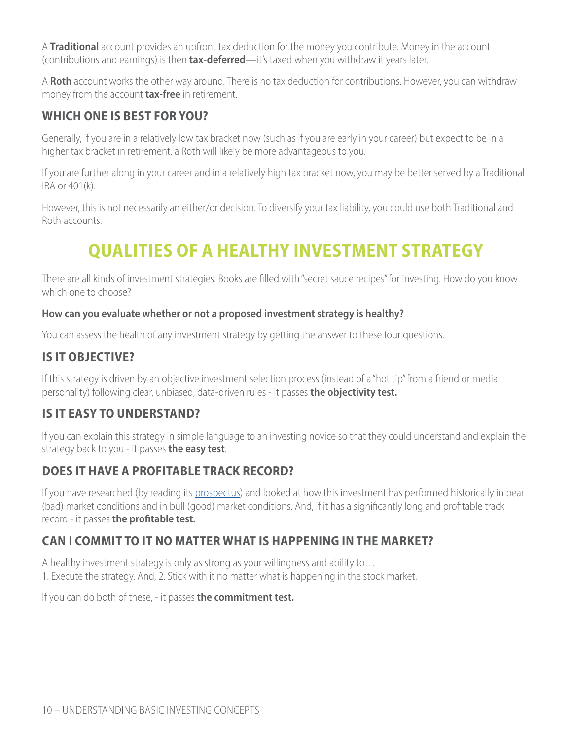A **Traditional** account provides an upfront tax deduction for the money you contribute. Money in the account (contributions and earnings) is then **tax-deferred**—it's taxed when you withdraw it years later.

A **Roth** account works the other way around. There is no tax deduction for contributions. However, you can withdraw money from the account **tax-free** in retirement.

### WHICH ONE IS BEST FOR YOU?

Generally, if you are in a relatively low tax bracket now (such as if you are early in your career) but expect to be in a higher tax bracket in retirement, a Roth will likely be more advantageous to you.

If you are further along in your career and in a relatively high tax bracket now, you may be better served by a Traditional IRA or 401(k).

However, this is not necessarily an either/or decision. To diversify your tax liability, you could use both Traditional and Roth accounts.

## QUALITIES OF A HEALTHY INVESTMENT STRATEGY

There are all kinds of investment strategies. Books are filled with "secret sauce recipes" for investing. How do you know which one to choose?

**How can you evaluate whether or not a proposed investment strategy is healthy?**

You can assess the health of any investment strategy by getting the answer to these four questions.

### IS IT OBJECTIVE?

If this strategy is driven by an objective investment selection process (instead of a "hot tip" from a friend or media personality) following clear, unbiased, data-driven rules - it passes **the objectivity test.**

### IS IT EASY TO UNDERSTAND?

If you can explain this strategy in simple language to an investing novice so that they could understand and explain the strategy back to you - it passes **the easy test**.

### DOES IT HAVE A PROFITABLE TRACK RECORD?

If you have researched (by reading its prospectus) and looked at how this investment has performed historically in bear (bad) market conditions and in bull (good) market conditions. And, if it has a significantly long and profitable track record - it passes **the profitable test.**

### CAN I COMMIT TO IT NO MATTER WHAT IS HAPPENING IN THE MARKET?

A healthy investment strategy is only as strong as your willingness and ability to…
1. Execute the strategy. And, 2. Stick with it no matter what is happening in the stock market.

If you can do both of these, - it passes **the commitment test.**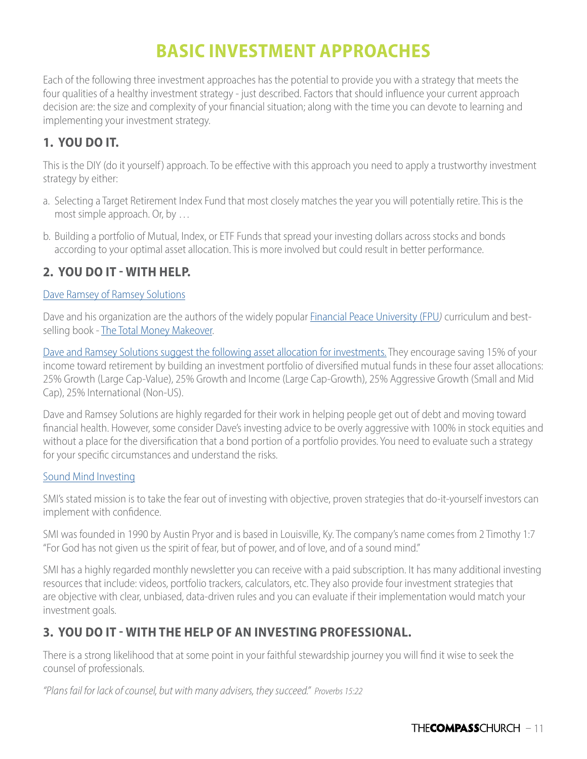# BASIC INVESTMENT APPROACHES

Each of the following three investment approaches has the potential to provide you with a strategy that meets the four qualities of a healthy investment strategy - just described. Factors that should influence your current approach decision are: the size and complexity of your financial situation; along with the time you can devote to learning and implementing your investment strategy.

## 1. YOU DO IT.

This is the DIY (do it yourself) approach. To be effective with this approach you need to apply a trustworthy investment strategy by either:

a. Selecting a Target Retirement Index Fund that most closely matches the year you will potentially retire. This is the most simple approach. Or, by …

b. Building a portfolio of Mutual, Index, or ETF Funds that spread your investing dollars across stocks and bonds according to your optimal asset allocation. This is more involved but could result in better performance.

## 2. YOU DO IT - WITH HELP.

Dave Ramsey of Ramsey Solutions

Dave and his organization are the authors of the widely popular Financial Peace University (FPU*)* curriculum and best-selling book - The Total Money Makeover.

Dave and Ramsey Solutions suggest the following asset allocation for investments. They encourage saving 15% of your income toward retirement by building an investment portfolio of diversified mutual funds in these four asset allocations: 25% Growth (Large Cap-Value), 25% Growth and Income (Large Cap-Growth), 25% Aggressive Growth (Small and Mid Cap), 25% International (Non-US).

Dave and Ramsey Solutions are highly regarded for their work in helping people get out of debt and moving toward financial health. However, some consider Dave's investing advice to be overly aggressive with 100% in stock equities and without a place for the diversification that a bond portion of a portfolio provides. You need to evaluate such a strategy for your specific circumstances and understand the risks.

Sound Mind Investing

SMI's stated mission is to take the fear out of investing with objective, proven strategies that do-it-yourself investors can implement with confidence.

SMI was founded in 1990 by Austin Pryor and is based in Louisville, Ky. The company's name comes from 2 Timothy 1:7 "For God has not given us the spirit of fear, but of power, and of love, and of a sound mind."

SMI has a highly regarded monthly newsletter you can receive with a paid subscription. It has many additional investing resources that include: videos, portfolio trackers, calculators, etc. They also provide four investment strategies that are objective with clear, unbiased, data-driven rules and you can evaluate if their implementation would match your investment goals.

## 3. YOU DO IT - WITH THE HELP OF AN INVESTING PROFESSIONAL.

There is a strong likelihood that at some point in your faithful stewardship journey you will find it wise to seek the counsel of professionals.

*"Plans fail for lack of counsel, but with many advisers, they succeed." Proverbs 15:22*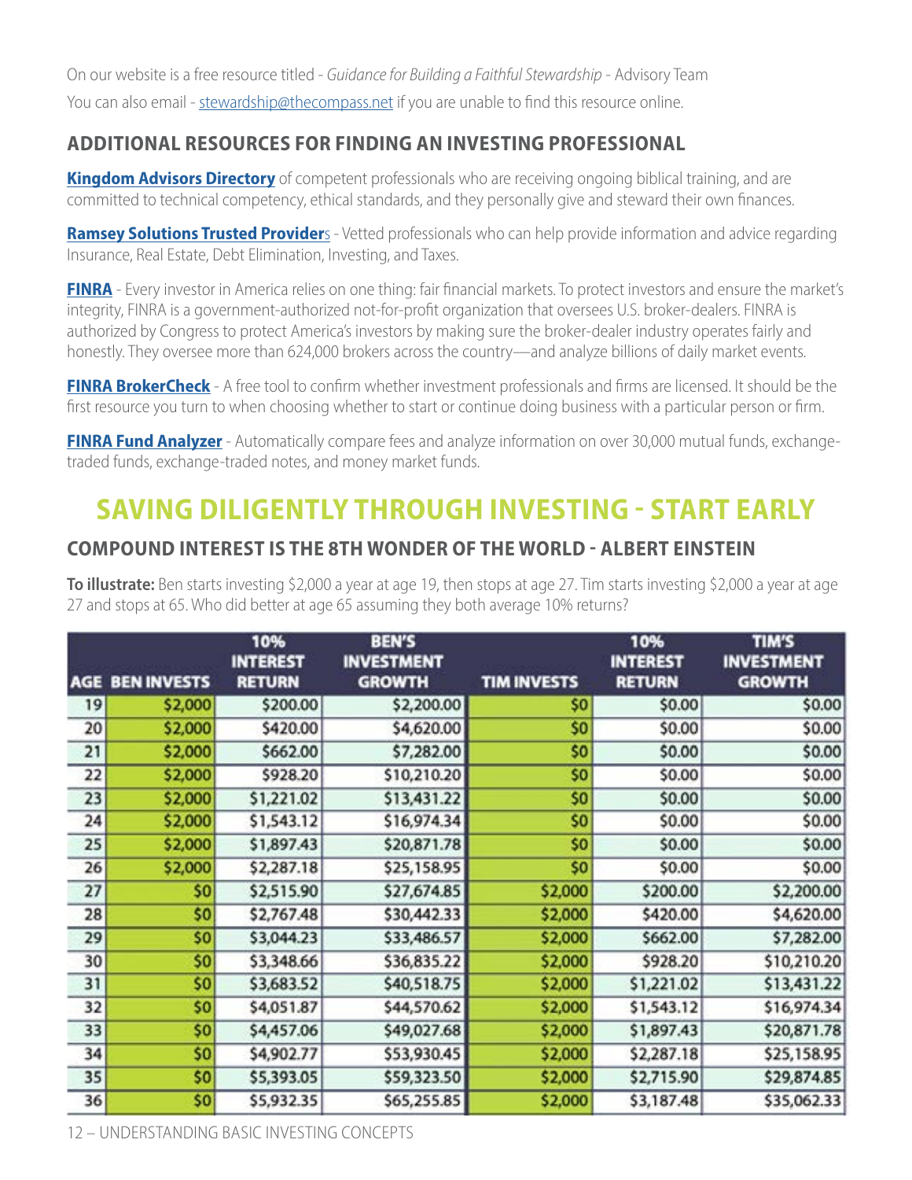On our website is a free resource titled - *Guidance for Building a Faithful Stewardship* - Advisory Team

You can also email - stewardship@thecompass.net if you are unable to find this resource online.

### ADDITIONAL RESOURCES FOR FINDING AN INVESTING PROFESSIONAL

**Kingdom Advisors Directory** of competent professionals who are receiving ongoing biblical training, and are committed to technical competency, ethical standards, and they personally give and steward their own finances.

**Ramsey Solutions Trusted Providers** - Vetted professionals who can help provide information and advice regarding Insurance, Real Estate, Debt Elimination, Investing, and Taxes.

**FINRA** - Every investor in America relies on one thing: fair financial markets. To protect investors and ensure the market's integrity, FINRA is a government-authorized not-for-profit organization that oversees U.S. broker-dealers. FINRA is authorized by Congress to protect America's investors by making sure the broker-dealer industry operates fairly and honestly. They oversee more than 624,000 brokers across the country—and analyze billions of daily market events.

**FINRA BrokerCheck** - A free tool to confirm whether investment professionals and firms are licensed. It should be the first resource you turn to when choosing whether to start or continue doing business with a particular person or firm.

**FINRA Fund Analyzer** - Automatically compare fees and analyze information on over 30,000 mutual funds, exchange-traded funds, exchange-traded notes, and money market funds.

## SAVING DILIGENTLY THROUGH INVESTING - START EARLY

### COMPOUND INTEREST IS THE 8TH WONDER OF THE WORLD - ALBERT EINSTEIN

**To illustrate:** Ben starts investing $2,000 a year at age 19, then stops at age 27. Tim starts investing $2,000 a year at age 27 and stops at 65. Who did better at age 65 assuming they both average 10% returns?

| AGE | BEN INVESTS | 10% INTEREST RETURN | BEN'S INVESTMENT GROWTH | TIM INVESTS | 10% INTEREST RETURN | TIM'S INVESTMENT GROWTH |
|---|---|---|---|---|---|---|
| 19 | $2,000 | $200.00 | $2,200.00 | $0 | $0.00 | $0.00 |
| 20 | $2,000 | $420.00 | $4,620.00 | $0 | $0.00 | $0.00 |
| 21 | $2,000 | $662.00 | $7,282.00 | $0 | $0.00 | $0.00 |
| 22 | $2,000 | $928.20 | $10,210.20 | $0 | $0.00 | $0.00 |
| 23 | $2,000 | $1,221.02 | $13,431.22 | $0 | $0.00 | $0.00 |
| 24 | $2,000 | $1,543.12 | $16,974.34 | $0 | $0.00 | $0.00 |
| 25 | $2,000 | $1,897.43 | $20,871.78 | $0 | $0.00 | $0.00 |
| 26 | $2,000 | $2,287.18 | $25,158.95 | $0 | $0.00 | $0.00 |
| 27 | $0 | $2,515.90 | $27,674.85 | $2,000 | $200.00 | $2,200.00 |
| 28 | $0 | $2,767.48 | $30,442.33 | $2,000 | $420.00 | $4,620.00 |
| 29 | $0 | $3,044.23 | $33,486.57 | $2,000 | $662.00 | $7,282.00 |
| 30 | $0 | $3,348.66 | $36,835.22 | $2,000 | $928.20 | $10,210.20 |
| 31 | $0 | $3,683.52 | $40,518.75 | $2,000 | $1,221.02 | $13,431.22 |
| 32 | $0 | $4,051.87 | $44,570.62 | $2,000 | $1,543.12 | $16,974.34 |
| 33 | $0 | $4,457.06 | $49,027.68 | $2,000 | $1,897.43 | $20,871.78 |
| 34 | $0 | $4,902.77 | $53,930.45 | $2,000 | $2,287.18 | $25,158.95 |
| 35 | $0 | $5,393.05 | $59,323.50 | $2,000 | $2,715.90 | $29,874.85 |
| 36 | $0 | $5,932.35 | $65,255.85 | $2,000 | $3,187.48 | $35,062.33 |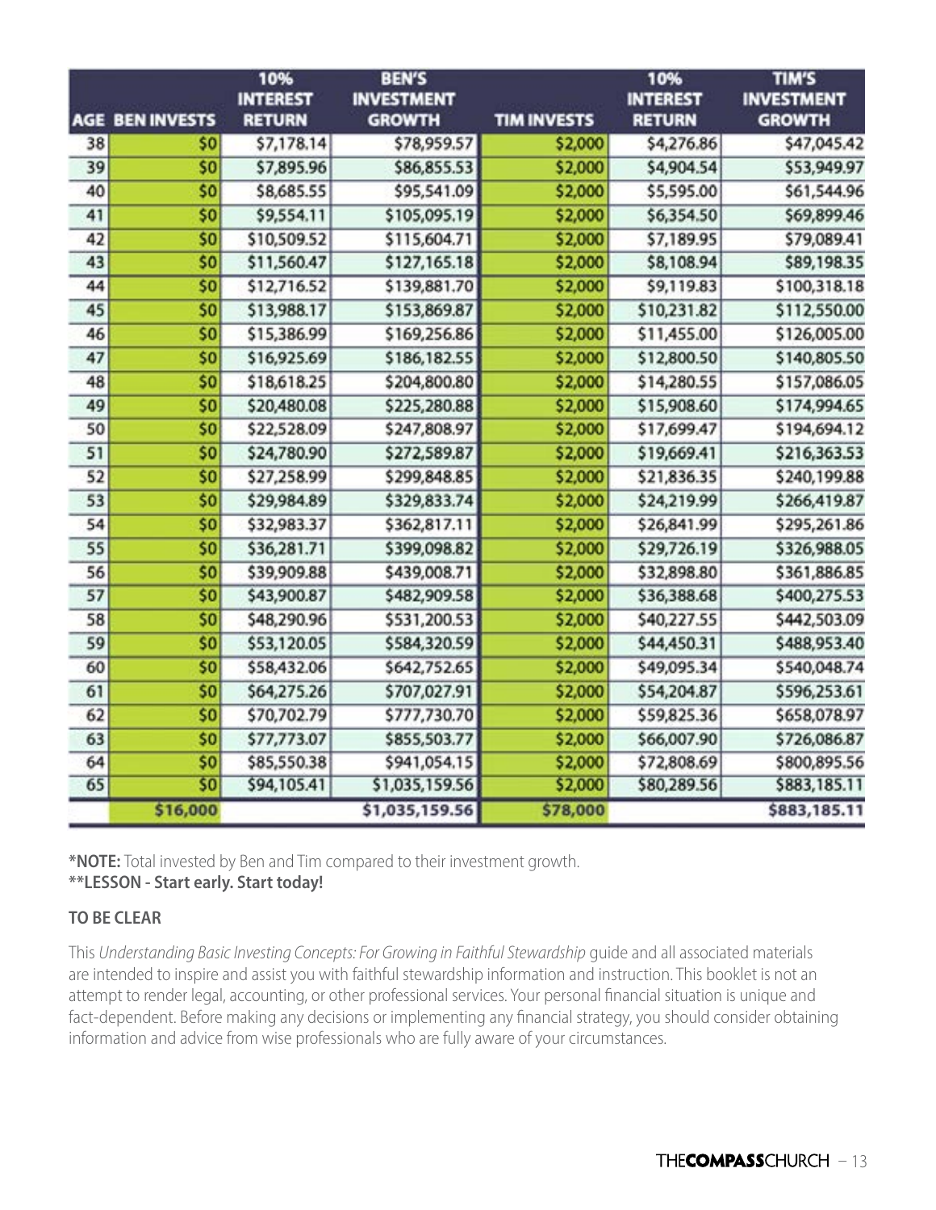| AGE | BEN INVESTS | 10% INTEREST RETURN | BEN'S INVESTMENT GROWTH | TIM INVESTS | 10% INTEREST RETURN | TIM'S INVESTMENT GROWTH |
|---|---|---|---|---|---|---|
| 38 | $0 | $7,178.14 | $78,959.57 | $2,000 | $4,276.86 | $47,045.42 |
| 39 | $0 | $7,895.96 | $86,855.53 | $2,000 | $4,904.54 | $53,949.97 |
| 40 | $0 | $8,685.55 | $95,541.09 | $2,000 | $5,595.00 | $61,544.96 |
| 41 | $0 | $9,554.11 | $105,095.19 | $2,000 | $6,354.50 | $69,899.46 |
| 42 | $0 | $10,509.52 | $115,604.71 | $2,000 | $7,189.95 | $79,089.41 |
| 43 | $0 | $11,560.47 | $127,165.18 | $2,000 | $8,108.94 | $89,198.35 |
| 44 | $0 | $12,716.52 | $139,881.70 | $2,000 | $9,119.83 | $100,318.18 |
| 45 | $0 | $13,988.17 | $153,869.87 | $2,000 | $10,231.82 | $112,550.00 |
| 46 | $0 | $15,386.99 | $169,256.86 | $2,000 | $11,455.00 | $126,005.00 |
| 47 | $0 | $16,925.69 | $186,182.55 | $2,000 | $12,800.50 | $140,805.50 |
| 48 | $0 | $18,618.25 | $204,800.80 | $2,000 | $14,280.55 | $157,086.05 |
| 49 | $0 | $20,480.08 | $225,280.88 | $2,000 | $15,908.60 | $174,994.65 |
| 50 | $0 | $22,528.09 | $247,808.97 | $2,000 | $17,699.47 | $194,694.12 |
| 51 | $0 | $24,780.90 | $272,589.87 | $2,000 | $19,669.41 | $216,363.53 |
| 52 | $0 | $27,258.99 | $299,848.85 | $2,000 | $21,836.35 | $240,199.88 |
| 53 | $0 | $29,984.89 | $329,833.74 | $2,000 | $24,219.99 | $266,419.87 |
| 54 | $0 | $32,983.37 | $362,817.11 | $2,000 | $26,841.99 | $295,261.86 |
| 55 | $0 | $36,281.71 | $399,098.82 | $2,000 | $29,726.19 | $326,988.05 |
| 56 | $0 | $39,909.88 | $439,008.71 | $2,000 | $32,898.80 | $361,886.85 |
| 57 | $0 | $43,900.87 | $482,909.58 | $2,000 | $36,388.68 | $400,275.53 |
| 58 | $0 | $48,290.96 | $531,200.53 | $2,000 | $40,227.55 | $442,503.09 |
| 59 | $0 | $53,120.05 | $584,320.59 | $2,000 | $44,450.31 | $488,953.40 |
| 60 | $0 | $58,432.06 | $642,752.65 | $2,000 | $49,095.34 | $540,048.74 |
| 61 | $0 | $64,275.26 | $707,027.91 | $2,000 | $54,204.87 | $596,253.61 |
| 62 | $0 | $70,702.79 | $777,730.70 | $2,000 | $59,825.36 | $658,078.97 |
| 63 | $0 | $77,773.07 | $855,503.77 | $2,000 | $66,007.90 | $726,086.87 |
| 64 | $0 | $85,550.38 | $941,054.15 | $2,000 | $72,808.69 | $800,895.56 |
| 65 | $0 | $94,105.41 | $1,035,159.56 | $2,000 | $80,289.56 | $883,185.11 |
| | $16,000 | | $1,035,159.56 | $78,000 | | $883,185.11 |

**\*NOTE:** Total invested by Ben and Tim compared to their investment growth.
**\*\*LESSON - Start early. Start today!**

**TO BE CLEAR**

This *Understanding Basic Investing Concepts: For Growing in Faithful Stewardship* guide and all associated materials are intended to inspire and assist you with faithful stewardship information and instruction. This booklet is not an attempt to render legal, accounting, or other professional services. Your personal financial situation is unique and fact-dependent. Before making any decisions or implementing any financial strategy, you should consider obtaining information and advice from wise professionals who are fully aware of your circumstances.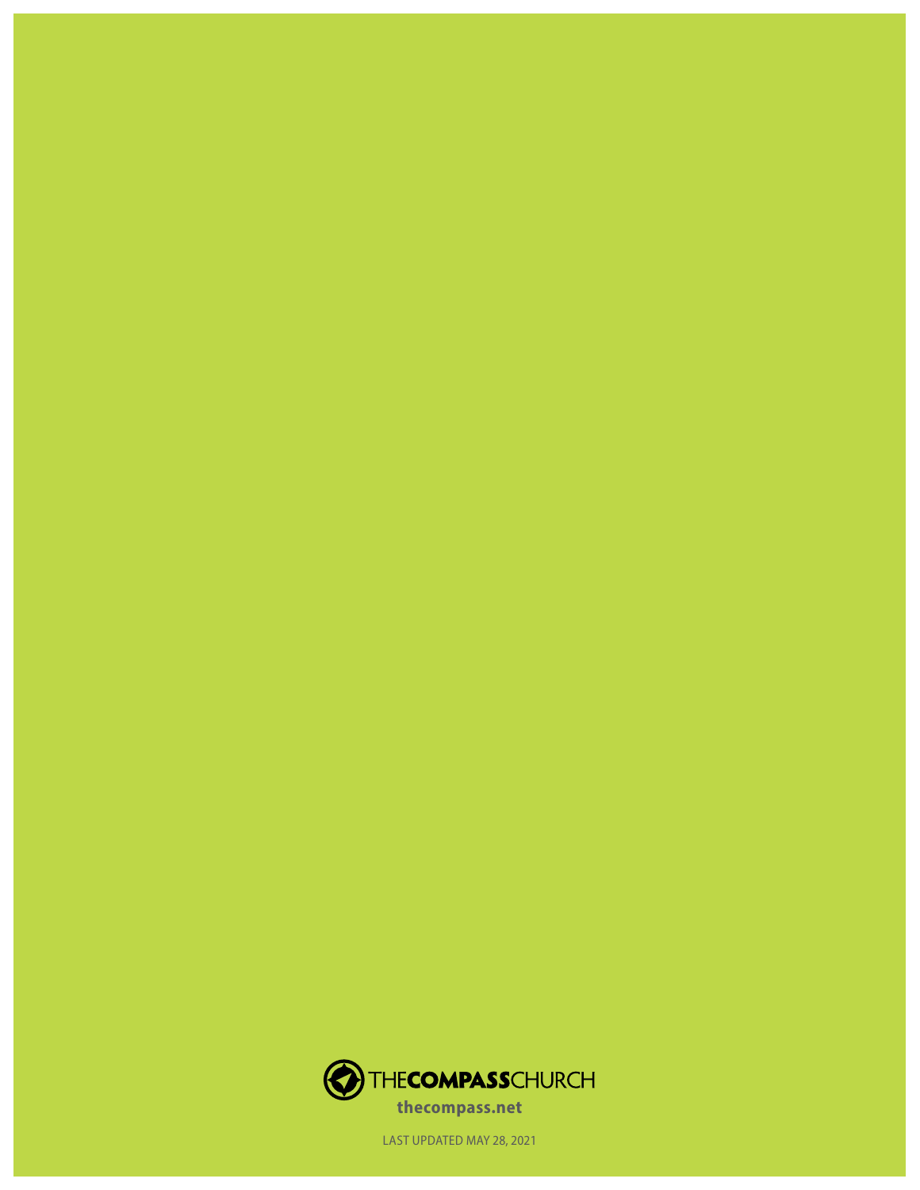THECOMPASSCHURCH

**thecompass.net**

LAST UPDATED MAY 28, 2021